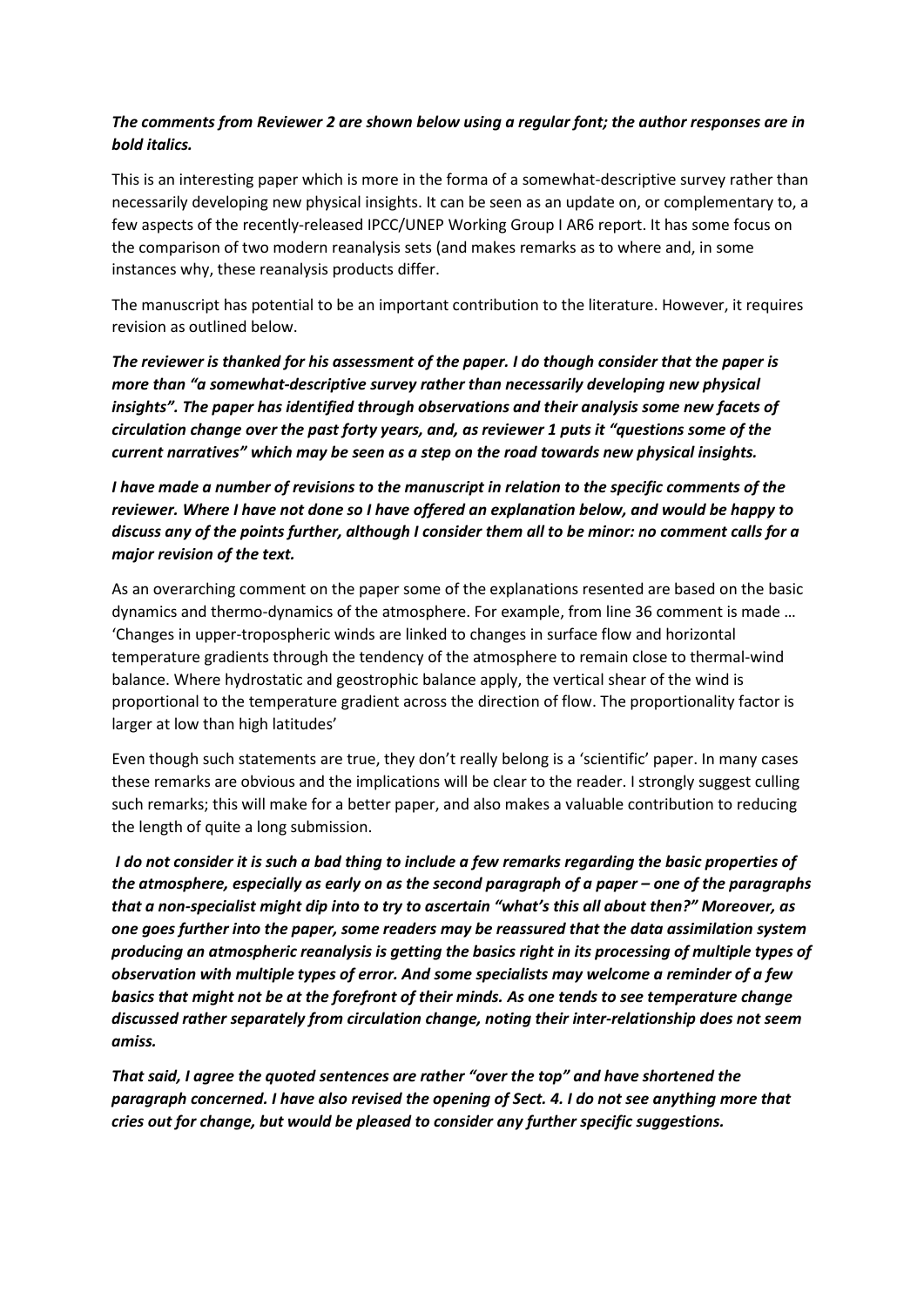***The comments from Reviewer 2 are shown below using a regular font; the author responses are in bold italics.***

This is an interesting paper which is more in the forma of a somewhat-descriptive survey rather than necessarily developing new physical insights. It can be seen as an update on, or complementary to, a few aspects of the recently-released IPCC/UNEP Working Group I AR6 report. It has some focus on the comparison of two modern reanalysis sets (and makes remarks as to where and, in some instances why, these reanalysis products differ.

The manuscript has potential to be an important contribution to the literature. However, it requires revision as outlined below.

***The reviewer is thanked for his assessment of the paper. I do though consider that the paper is more than "a somewhat-descriptive survey rather than necessarily developing new physical insights". The paper has identified through observations and their analysis some new facets of circulation change over the past forty years, and, as reviewer 1 puts it "questions some of the current narratives" which may be seen as a step on the road towards new physical insights.***

***I have made a number of revisions to the manuscript in relation to the specific comments of the reviewer. Where I have not done so I have offered an explanation below, and would be happy to discuss any of the points further, although I consider them all to be minor: no comment calls for a major revision of the text.***

As an overarching comment on the paper some of the explanations resented are based on the basic dynamics and thermo-dynamics of the atmosphere. For example, from line 36 comment is made … 'Changes in upper-tropospheric winds are linked to changes in surface flow and horizontal temperature gradients through the tendency of the atmosphere to remain close to thermal-wind balance. Where hydrostatic and geostrophic balance apply, the vertical shear of the wind is proportional to the temperature gradient across the direction of flow. The proportionality factor is larger at low than high latitudes'

Even though such statements are true, they don't really belong is a 'scientific' paper. In many cases these remarks are obvious and the implications will be clear to the reader. I strongly suggest culling such remarks; this will make for a better paper, and also makes a valuable contribution to reducing the length of quite a long submission.

***I do not consider it is such a bad thing to include a few remarks regarding the basic properties of the atmosphere, especially as early on as the second paragraph of a paper – one of the paragraphs that a non-specialist might dip into to try to ascertain "what's this all about then?" Moreover, as one goes further into the paper, some readers may be reassured that the data assimilation system producing an atmospheric reanalysis is getting the basics right in its processing of multiple types of observation with multiple types of error. And some specialists may welcome a reminder of a few basics that might not be at the forefront of their minds. As one tends to see temperature change discussed rather separately from circulation change, noting their inter-relationship does not seem amiss.***

***That said, I agree the quoted sentences are rather "over the top" and have shortened the paragraph concerned. I have also revised the opening of Sect. 4. I do not see anything more that cries out for change, but would be pleased to consider any further specific suggestions.***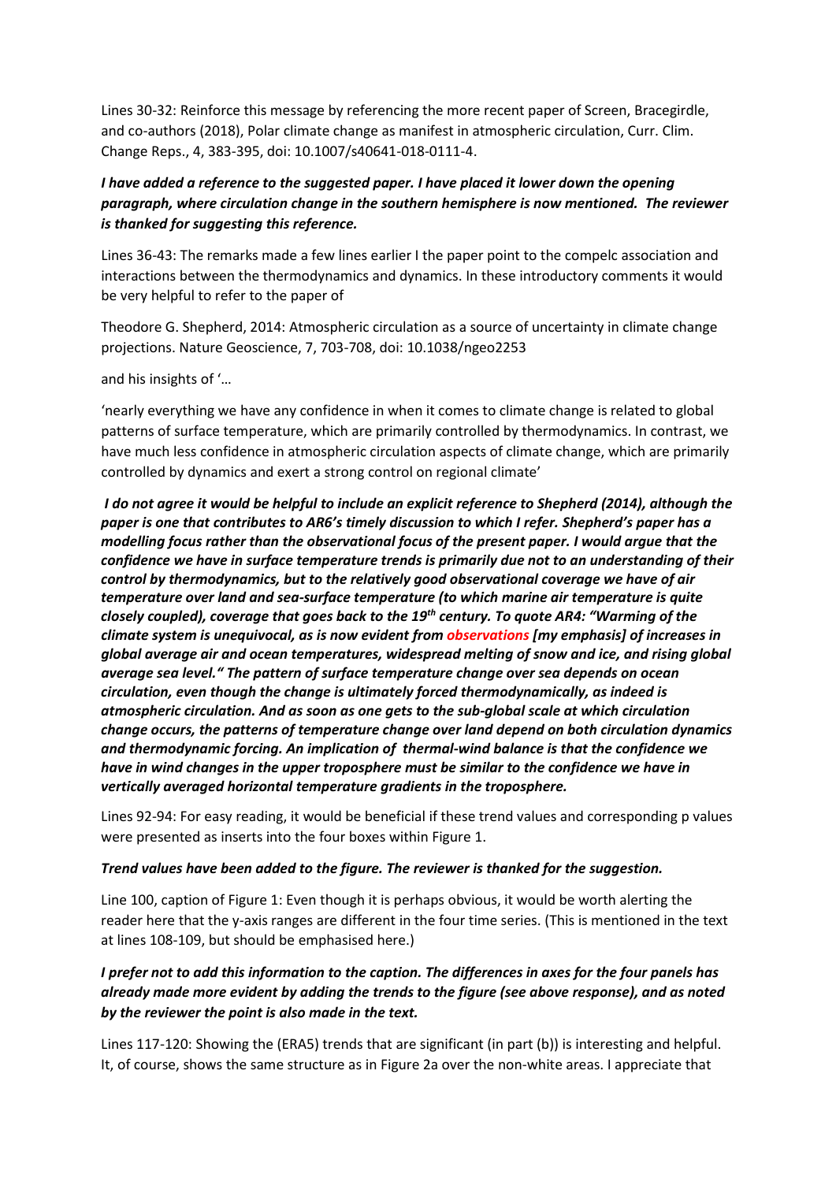Lines 30-32: Reinforce this message by referencing the more recent paper of Screen, Bracegirdle, and co-authors (2018), Polar climate change as manifest in atmospheric circulation, Curr. Clim. Change Reps., 4, 383-395, doi: 10.1007/s40641-018-0111-4.

***I have added a reference to the suggested paper. I have placed it lower down the opening paragraph, where circulation change in the southern hemisphere is now mentioned. The reviewer is thanked for suggesting this reference.***

Lines 36-43: The remarks made a few lines earlier I the paper point to the compelc association and interactions between the thermodynamics and dynamics. In these introductory comments it would be very helpful to refer to the paper of

Theodore G. Shepherd, 2014: Atmospheric circulation as a source of uncertainty in climate change projections. Nature Geoscience, 7, 703-708, doi: 10.1038/ngeo2253

and his insights of '…

'nearly everything we have any confidence in when it comes to climate change is related to global patterns of surface temperature, which are primarily controlled by thermodynamics. In contrast, we have much less confidence in atmospheric circulation aspects of climate change, which are primarily controlled by dynamics and exert a strong control on regional climate'

***I do not agree it would be helpful to include an explicit reference to Shepherd (2014), although the paper is one that contributes to AR6's timely discussion to which I refer. Shepherd's paper has a modelling focus rather than the observational focus of the present paper. I would argue that the confidence we have in surface temperature trends is primarily due not to an understanding of their control by thermodynamics, but to the relatively good observational coverage we have of air temperature over land and sea-surface temperature (to which marine air temperature is quite closely coupled), coverage that goes back to the 19th century. To quote AR4: "Warming of the climate system is unequivocal, as is now evident from observations [my emphasis] of increases in global average air and ocean temperatures, widespread melting of snow and ice, and rising global average sea level." The pattern of surface temperature change over sea depends on ocean circulation, even though the change is ultimately forced thermodynamically, as indeed is atmospheric circulation. And as soon as one gets to the sub-global scale at which circulation change occurs, the patterns of temperature change over land depend on both circulation dynamics and thermodynamic forcing. An implication of thermal-wind balance is that the confidence we have in wind changes in the upper troposphere must be similar to the confidence we have in vertically averaged horizontal temperature gradients in the troposphere.***

Lines 92-94: For easy reading, it would be beneficial if these trend values and corresponding p values were presented as inserts into the four boxes within Figure 1.

***Trend values have been added to the figure. The reviewer is thanked for the suggestion.***

Line 100, caption of Figure 1: Even though it is perhaps obvious, it would be worth alerting the reader here that the y-axis ranges are different in the four time series. (This is mentioned in the text at lines 108-109, but should be emphasised here.)

***I prefer not to add this information to the caption. The differences in axes for the four panels has already made more evident by adding the trends to the figure (see above response), and as noted by the reviewer the point is also made in the text.***

Lines 117-120: Showing the (ERA5) trends that are significant (in part (b)) is interesting and helpful. It, of course, shows the same structure as in Figure 2a over the non-white areas. I appreciate that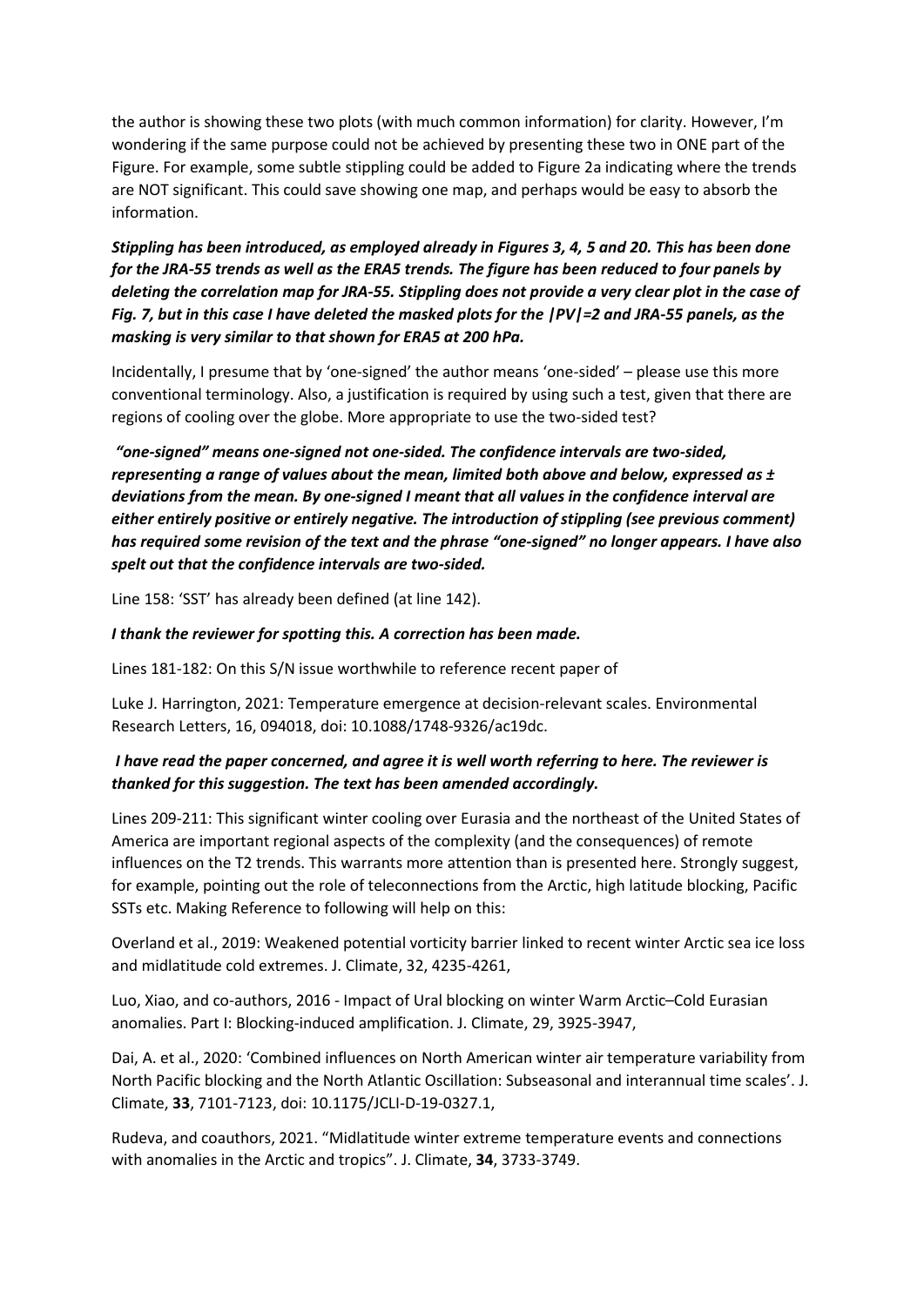the author is showing these two plots (with much common information) for clarity. However, I'm wondering if the same purpose could not be achieved by presenting these two in ONE part of the Figure. For example, some subtle stippling could be added to Figure 2a indicating where the trends are NOT significant. This could save showing one map, and perhaps would be easy to absorb the information.

***Stippling has been introduced, as employed already in Figures 3, 4, 5 and 20. This has been done for the JRA-55 trends as well as the ERA5 trends. The figure has been reduced to four panels by deleting the correlation map for JRA-55. Stippling does not provide a very clear plot in the case of Fig. 7, but in this case I have deleted the masked plots for the |PV|=2 and JRA-55 panels, as the masking is very similar to that shown for ERA5 at 200 hPa.***

Incidentally, I presume that by 'one-signed' the author means 'one-sided' – please use this more conventional terminology. Also, a justification is required by using such a test, given that there are regions of cooling over the globe. More appropriate to use the two-sided test?

***"one-signed" means one-signed not one-sided. The confidence intervals are two-sided, representing a range of values about the mean, limited both above and below, expressed as ± deviations from the mean. By one-signed I meant that all values in the confidence interval are either entirely positive or entirely negative. The introduction of stippling (see previous comment) has required some revision of the text and the phrase "one-signed" no longer appears. I have also spelt out that the confidence intervals are two-sided.***

Line 158: 'SST' has already been defined (at line 142).

***I thank the reviewer for spotting this. A correction has been made.***

Lines 181-182: On this S/N issue worthwhile to reference recent paper of

Luke J. Harrington, 2021: Temperature emergence at decision-relevant scales. Environmental Research Letters, 16, 094018, doi: 10.1088/1748-9326/ac19dc.

***I have read the paper concerned, and agree it is well worth referring to here. The reviewer is thanked for this suggestion. The text has been amended accordingly.***

Lines 209-211: This significant winter cooling over Eurasia and the northeast of the United States of America are important regional aspects of the complexity (and the consequences) of remote influences on the T2 trends. This warrants more attention than is presented here. Strongly suggest, for example, pointing out the role of teleconnections from the Arctic, high latitude blocking, Pacific SSTs etc. Making Reference to following will help on this:

Overland et al., 2019: Weakened potential vorticity barrier linked to recent winter Arctic sea ice loss and midlatitude cold extremes. J. Climate, 32, 4235-4261,

Luo, Xiao, and co-authors, 2016 - Impact of Ural blocking on winter Warm Arctic–Cold Eurasian anomalies. Part I: Blocking-induced amplification. J. Climate, 29, 3925-3947,

Dai, A. et al., 2020: 'Combined influences on North American winter air temperature variability from North Pacific blocking and the North Atlantic Oscillation: Subseasonal and interannual time scales'. J. Climate, **33**, 7101-7123, doi: 10.1175/JCLI-D-19-0327.1,

Rudeva, and coauthors, 2021. "Midlatitude winter extreme temperature events and connections with anomalies in the Arctic and tropics". J. Climate, **34**, 3733-3749.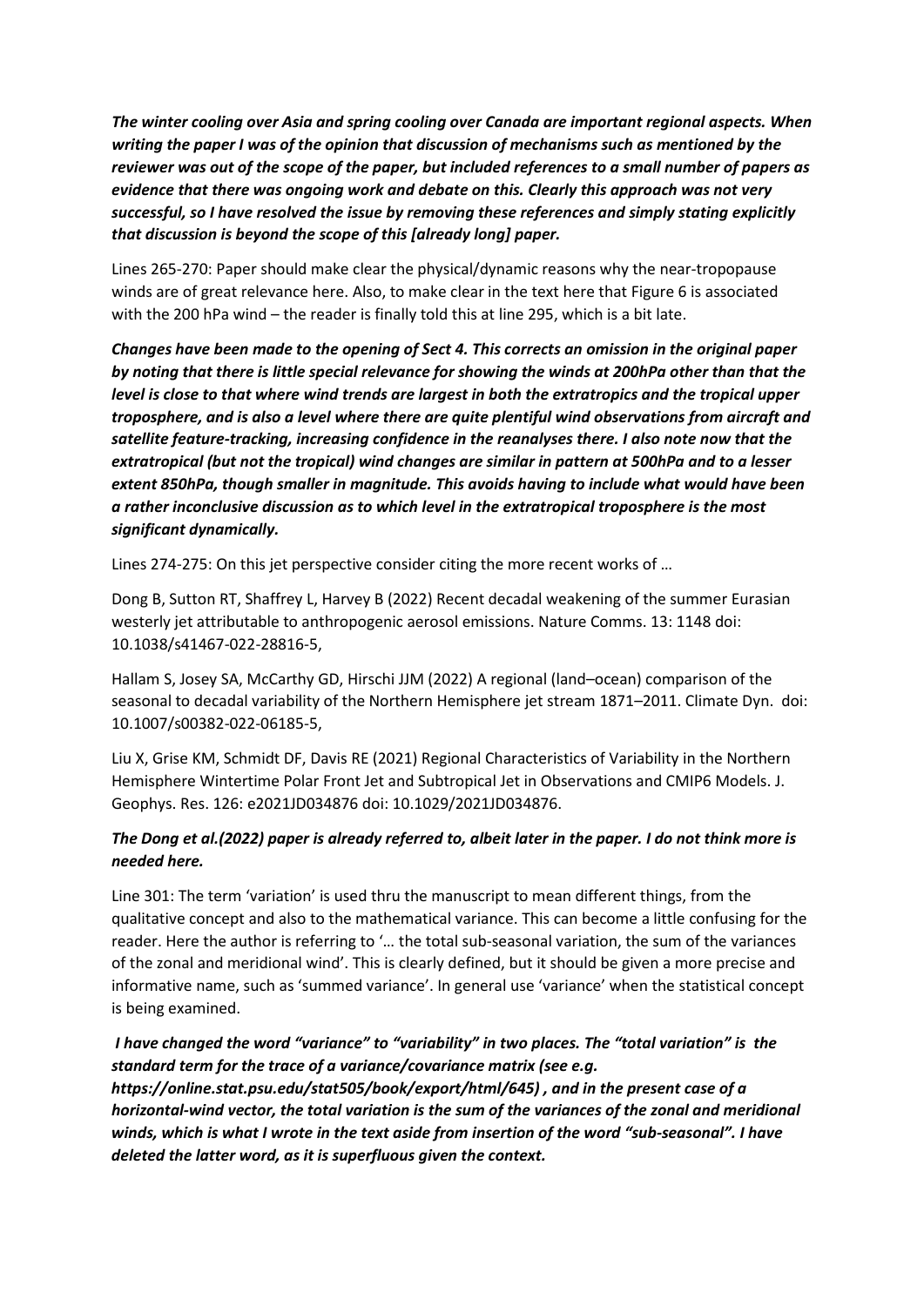***The winter cooling over Asia and spring cooling over Canada are important regional aspects. When writing the paper I was of the opinion that discussion of mechanisms such as mentioned by the reviewer was out of the scope of the paper, but included references to a small number of papers as evidence that there was ongoing work and debate on this. Clearly this approach was not very successful, so I have resolved the issue by removing these references and simply stating explicitly that discussion is beyond the scope of this [already long] paper.***

Lines 265-270: Paper should make clear the physical/dynamic reasons why the near-tropopause winds are of great relevance here. Also, to make clear in the text here that Figure 6 is associated with the 200 hPa wind – the reader is finally told this at line 295, which is a bit late.

***Changes have been made to the opening of Sect 4. This corrects an omission in the original paper by noting that there is little special relevance for showing the winds at 200hPa other than that the level is close to that where wind trends are largest in both the extratropics and the tropical upper troposphere, and is also a level where there are quite plentiful wind observations from aircraft and satellite feature-tracking, increasing confidence in the reanalyses there. I also note now that the extratropical (but not the tropical) wind changes are similar in pattern at 500hPa and to a lesser extent 850hPa, though smaller in magnitude. This avoids having to include what would have been a rather inconclusive discussion as to which level in the extratropical troposphere is the most significant dynamically.***

Lines 274-275: On this jet perspective consider citing the more recent works of …

Dong B, Sutton RT, Shaffrey L, Harvey B (2022) Recent decadal weakening of the summer Eurasian westerly jet attributable to anthropogenic aerosol emissions. Nature Comms. 13: 1148 doi: 10.1038/s41467-022-28816-5,

Hallam S, Josey SA, McCarthy GD, Hirschi JJM (2022) A regional (land–ocean) comparison of the seasonal to decadal variability of the Northern Hemisphere jet stream 1871–2011. Climate Dyn. doi: 10.1007/s00382-022-06185-5,

Liu X, Grise KM, Schmidt DF, Davis RE (2021) Regional Characteristics of Variability in the Northern Hemisphere Wintertime Polar Front Jet and Subtropical Jet in Observations and CMIP6 Models. J. Geophys. Res. 126: e2021JD034876 doi: 10.1029/2021JD034876.

***The Dong et al.(2022) paper is already referred to, albeit later in the paper. I do not think more is needed here.***

Line 301: The term 'variation' is used thru the manuscript to mean different things, from the qualitative concept and also to the mathematical variance. This can become a little confusing for the reader. Here the author is referring to '… the total sub-seasonal variation, the sum of the variances of the zonal and meridional wind'. This is clearly defined, but it should be given a more precise and informative name, such as 'summed variance'. In general use 'variance' when the statistical concept is being examined.

***I have changed the word "variance" to "variability" in two places. The "total variation" is the standard term for the trace of a variance/covariance matrix (see e.g. https://online.stat.psu.edu/stat505/book/export/html/645) , and in the present case of a horizontal-wind vector, the total variation is the sum of the variances of the zonal and meridional winds, which is what I wrote in the text aside from insertion of the word "sub-seasonal". I have deleted the latter word, as it is superfluous given the context.***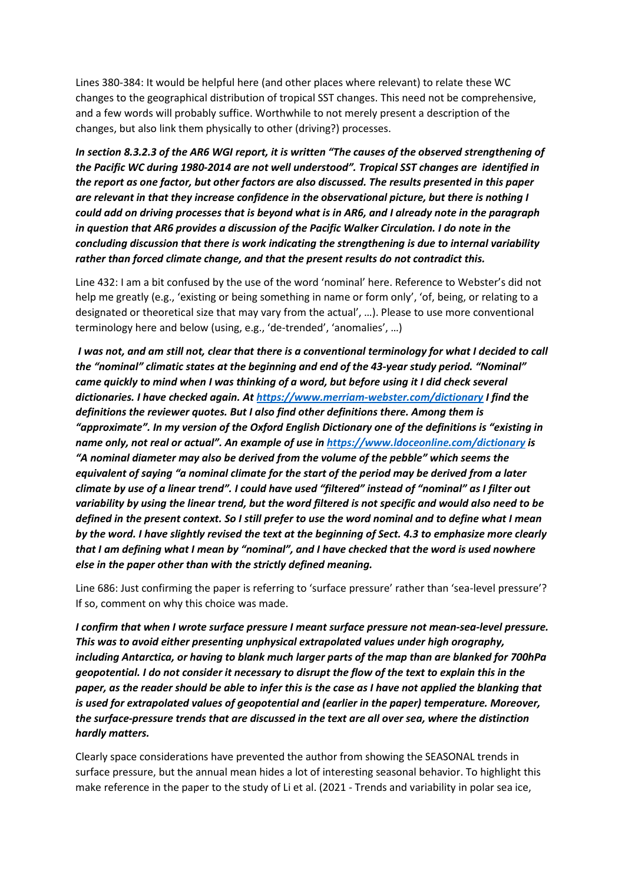Lines 380-384: It would be helpful here (and other places where relevant) to relate these WC changes to the geographical distribution of tropical SST changes. This need not be comprehensive, and a few words will probably suffice. Worthwhile to not merely present a description of the changes, but also link them physically to other (driving?) processes.

***In section 8.3.2.3 of the AR6 WGI report, it is written "The causes of the observed strengthening of the Pacific WC during 1980-2014 are not well understood". Tropical SST changes are identified in the report as one factor, but other factors are also discussed. The results presented in this paper are relevant in that they increase confidence in the observational picture, but there is nothing I could add on driving processes that is beyond what is in AR6, and I already note in the paragraph in question that AR6 provides a discussion of the Pacific Walker Circulation. I do note in the concluding discussion that there is work indicating the strengthening is due to internal variability rather than forced climate change, and that the present results do not contradict this.***

Line 432: I am a bit confused by the use of the word 'nominal' here. Reference to Webster's did not help me greatly (e.g., 'existing or being something in name or form only', 'of, being, or relating to a designated or theoretical size that may vary from the actual', …). Please to use more conventional terminology here and below (using, e.g., 'de-trended', 'anomalies', …)

***I was not, and am still not, clear that there is a conventional terminology for what I decided to call the "nominal" climatic states at the beginning and end of the 43-year study period. "Nominal" came quickly to mind when I was thinking of a word, but before using it I did check several dictionaries. I have checked again. At https://www.merriam-webster.com/dictionary I find the definitions the reviewer quotes. But I also find other definitions there. Among them is "approximate". In my version of the Oxford English Dictionary one of the definitions is "existing in name only, not real or actual". An example of use in https://www.ldoceonline.com/dictionary is "A nominal diameter may also be derived from the volume of the pebble" which seems the equivalent of saying "a nominal climate for the start of the period may be derived from a later climate by use of a linear trend". I could have used "filtered" instead of "nominal" as I filter out variability by using the linear trend, but the word filtered is not specific and would also need to be defined in the present context. So I still prefer to use the word nominal and to define what I mean by the word. I have slightly revised the text at the beginning of Sect. 4.3 to emphasize more clearly that I am defining what I mean by "nominal", and I have checked that the word is used nowhere else in the paper other than with the strictly defined meaning.***

Line 686: Just confirming the paper is referring to 'surface pressure' rather than 'sea-level pressure'? If so, comment on why this choice was made.

***I confirm that when I wrote surface pressure I meant surface pressure not mean-sea-level pressure. This was to avoid either presenting unphysical extrapolated values under high orography, including Antarctica, or having to blank much larger parts of the map than are blanked for 700hPa geopotential. I do not consider it necessary to disrupt the flow of the text to explain this in the paper, as the reader should be able to infer this is the case as I have not applied the blanking that is used for extrapolated values of geopotential and (earlier in the paper) temperature. Moreover, the surface-pressure trends that are discussed in the text are all over sea, where the distinction hardly matters.***

Clearly space considerations have prevented the author from showing the SEASONAL trends in surface pressure, but the annual mean hides a lot of interesting seasonal behavior. To highlight this make reference in the paper to the study of Li et al. (2021 - Trends and variability in polar sea ice,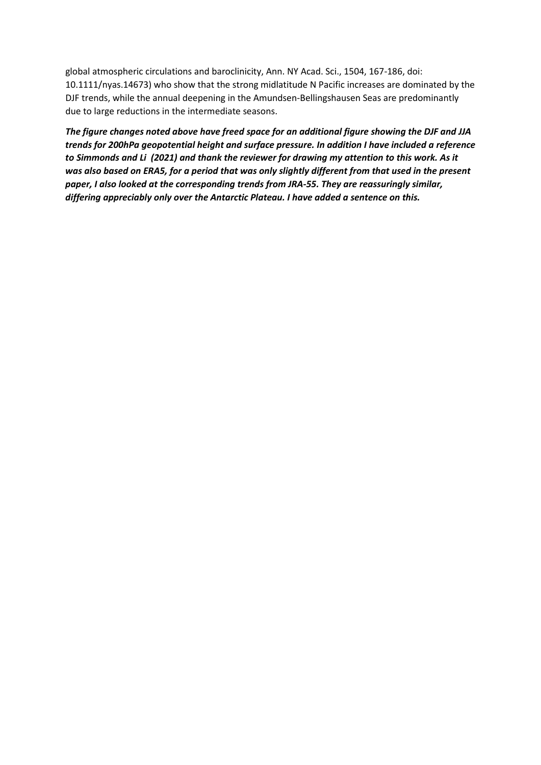global atmospheric circulations and baroclinicity, Ann. NY Acad. Sci., 1504, 167-186, doi: 10.1111/nyas.14673) who show that the strong midlatitude N Pacific increases are dominated by the DJF trends, while the annual deepening in the Amundsen-Bellingshausen Seas are predominantly due to large reductions in the intermediate seasons.

***The figure changes noted above have freed space for an additional figure showing the DJF and JJA trends for 200hPa geopotential height and surface pressure. In addition I have included a reference to Simmonds and Li (2021) and thank the reviewer for drawing my attention to this work. As it was also based on ERA5, for a period that was only slightly different from that used in the present paper, I also looked at the corresponding trends from JRA-55. They are reassuringly similar, differing appreciably only over the Antarctic Plateau. I have added a sentence on this.***